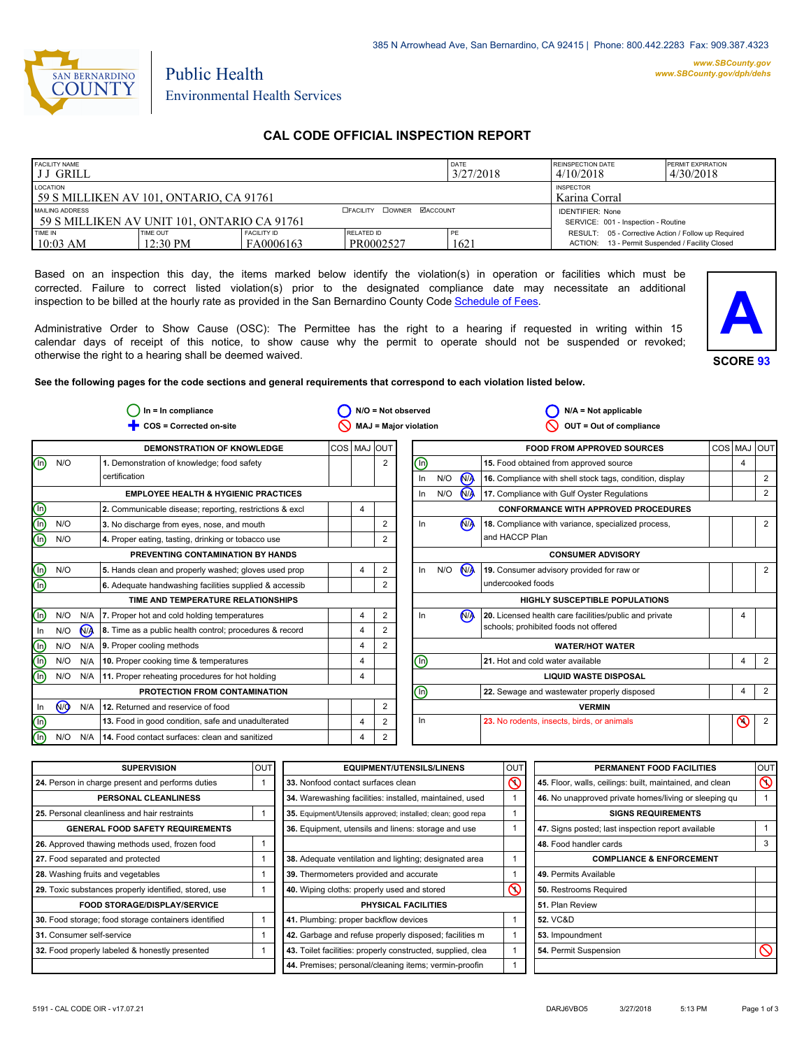385 N Arrowhead Ave, San Bernardino, CA 92415 | Phone: 800.442.2283 Fax: 909.387.4323

www.SBCounty.gov
www.SBCounty.gov/dph/dehs

SAN BERNARDINO COUNTY

Public Health
Environmental Health Services

# CAL CODE OFFICIAL INSPECTION REPORT

| FACILITY NAME | | | | DATE | REINSPECTION DATE | PERMIT EXPIRATION |
|---|---|---|---|---|---|---|
| J J GRILL | | | | 3/27/2018 | 4/10/2018 | 4/30/2018 |
| LOCATION: 59 S MILLIKEN AV 101, ONTARIO, CA 91761 | | | | | INSPECTOR: Karina Corral | |
| MAILING ADDRESS: 59 S MILLIKEN AV UNIT 101, ONTARIO CA 91761 | | | ☐FACILITY ☐OWNER ☑ACCOUNT | | IDENTIFIER: None<br>SERVICE: 001 - Inspection - Routine | |
| TIME IN: 10:03 AM | TIME OUT: 12:30 PM | FACILITY ID: FA0006163 | RELATED ID: PR0002527 | PE: 1621 | RESULT: 05 - Corrective Action / Follow up Required<br>ACTION: 13 - Permit Suspended / Facility Closed | |

Based on an inspection this day, the items marked below identify the violation(s) in operation or facilities which must be corrected. Failure to correct listed violation(s) prior to the designated compliance date may necessitate an additional inspection to be billed at the hourly rate as provided in the San Bernardino County Code Schedule of Fees.

Administrative Order to Show Cause (OSC): The Permittee has the right to a hearing if requested in writing within 15 calendar days of receipt of this notice, to show cause why the permit to operate should not be suspended or revoked; otherwise the right to a hearing shall be deemed waived.

**A**

**SCORE 93**

**See the following pages for the code sections and general requirements that correspond to each violation listed below.**

In = In compliance | N/O = Not observed | N/A = Not applicable | COS = Corrected on-site | MAJ = Major violation | OUT = Out of compliance

| Status | | | Item | COS | MAJ | OUT |
|---|---|---|---|---|---|---|
| **DEMONSTRATION OF KNOWLEDGE** | | | | | | |
| (In) | N/O | | 1. Demonstration of knowledge; food safety certification | | | 2 |
| **EMPLOYEE HEALTH & HYGIENIC PRACTICES** | | | | | | |
| (In) | | | 2. Communicable disease; reporting, restrictions & excl | | 4 | |
| (In) | N/O | | 3. No discharge from eyes, nose, and mouth | | | 2 |
| (In) | N/O | | 4. Proper eating, tasting, drinking or tobacco use | | | 2 |
| **PREVENTING CONTAMINATION BY HANDS** | | | | | | |
| (In) | N/O | | 5. Hands clean and properly washed; gloves used prop | | 4 | 2 |
| (In) | | | 6. Adequate handwashing facilities supplied & accessib | | | 2 |
| **TIME AND TEMPERATURE RELATIONSHIPS** | | | | | | |
| (In) | N/O | N/A | 7. Proper hot and cold holding temperatures | | 4 | 2 |
| In | N/O | (N/A) | 8. Time as a public health control; procedures & record | | 4 | 2 |
| (In) | N/O | N/A | 9. Proper cooling methods | | 4 | 2 |
| (In) | N/O | N/A | 10. Proper cooking time & temperatures | | 4 | |
| (In) | N/O | N/A | 11. Proper reheating procedures for hot holding | | 4 | |
| **PROTECTION FROM CONTAMINATION** | | | | | | |
| In | (N/O) | N/A | 12. Returned and reservice of food | | | 2 |
| (In) | | | 13. Food in good condition, safe and unadulterated | | 4 | 2 |
| (In) | N/O | N/A | 14. Food contact surfaces: clean and sanitized | | 4 | 2 |

| Status | | | Item | COS | MAJ | OUT |
|---|---|---|---|---|---|---|
| **FOOD FROM APPROVED SOURCES** | | | | | | |
| (In) | | | 15. Food obtained from approved source | | 4 | |
| In | N/O | (N/A) | 16. Compliance with shell stock tags, condition, display | | | 2 |
| In | N/O | (N/A) | 17. Compliance with Gulf Oyster Regulations | | | 2 |
| **CONFORMANCE WITH APPROVED PROCEDURES** | | | | | | |
| In | | (N/A) | 18. Compliance with variance, specialized process, and HACCP Plan | | | 2 |
| **CONSUMER ADVISORY** | | | | | | |
| In | N/O | (N/A) | 19. Consumer advisory provided for raw or undercooked foods | | | 2 |
| **HIGHLY SUSCEPTIBLE POPULATIONS** | | | | | | |
| In | | (N/A) | 20. Licensed health care facilities/public and private schools; prohibited foods not offered | | 4 | |
| **WATER/HOT WATER** | | | | | | |
| (In) | | | 21. Hot and cold water available | | 4 | 2 |
| **LIQUID WASTE DISPOSAL** | | | | | | |
| (In) | | | 22. Sewage and wastewater properly disposed | | 4 | 2 |
| **VERMIN** | | | | | | |
| In | | | 23. No rodents, insects, birds, or animals | | ⊘ 4 | 2 |

| SUPERVISION | OUT |
|---|---|
| 24. Person in charge present and performs duties | 1 |
| **PERSONAL CLEANLINESS** | |
| 25. Personal cleanliness and hair restraints | 1 |
| **GENERAL FOOD SAFETY REQUIREMENTS** | |
| 26. Approved thawing methods used, frozen food | 1 |
| 27. Food separated and protected | 1 |
| 28. Washing fruits and vegetables | 1 |
| 29. Toxic substances properly identified, stored, use | 1 |
| **FOOD STORAGE/DISPLAY/SERVICE** | |
| 30. Food storage; food storage containers identified | 1 |
| 31. Consumer self-service | 1 |
| 32. Food properly labeled & honestly presented | 1 |

| EQUIPMENT/UTENSILS/LINENS | OUT |
|---|---|
| 33. Nonfood contact surfaces clean | ⊘ 1 |
| 34. Warewashing facilities: installed, maintained, used | 1 |
| 35. Equipment/Utensils approved; installed; clean; good repa | 1 |
| 36. Equipment, utensils and linens: storage and use | 1 |
| 38. Adequate ventilation and lighting; designated area | 1 |
| 39. Thermometers provided and accurate | 1 |
| 40. Wiping cloths: properly used and stored | ⊘ 1 |
| **PHYSICAL FACILITIES** | |
| 41. Plumbing: proper backflow devices | 1 |
| 42. Garbage and refuse properly disposed; facilities m | 1 |
| 43. Toilet facilities: properly constructed, supplied, clea | 1 |
| 44. Premises; personal/cleaning items; vermin-proofin | 1 |

| PERMANENT FOOD FACILITIES | OUT |
|---|---|
| 45. Floor, walls, ceilings: built, maintained, and clean | ⊘ 1 |
| 46. No unapproved private homes/living or sleeping qu | 1 |
| **SIGNS REQUIREMENTS** | |
| 47. Signs posted; last inspection report available | 1 |
| 48. Food handler cards | 3 |
| **COMPLIANCE & ENFORCEMENT** | |
| 49. Permits Available | |
| 50. Restrooms Required | |
| 51. Plan Review | |
| 52. VC&D | |
| 53. Impoundment | |
| 54. Permit Suspension | ⊘ |

5191 - CAL CODE OIR - v17.07.21 DARJ6VBO5 3/27/2018 5:13 PM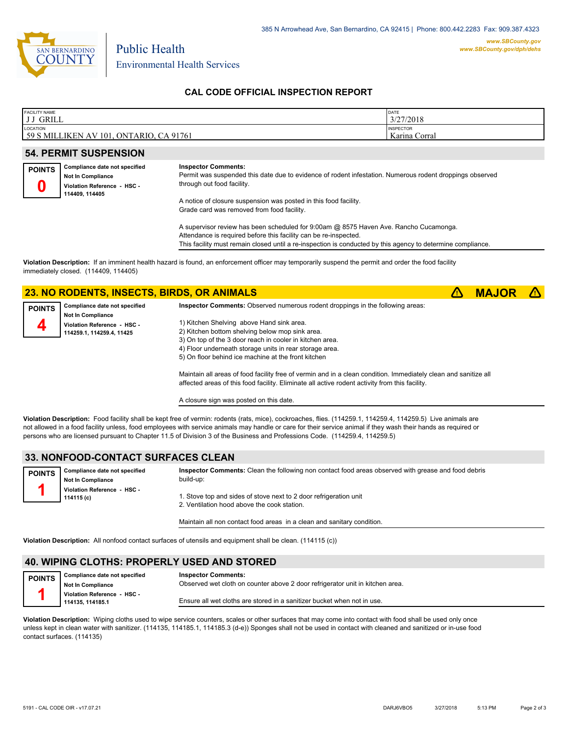385 N Arrowhead Ave, San Bernardino, CA 92415 | Phone: 800.442.2283 Fax: 909.387.4323

**www.SBCounty.gov**
**www.SBCounty.gov/dph/dehs**

San Bernardino County
Public Health
Environmental Health Services

## CAL CODE OFFICIAL INSPECTION REPORT

| FACILITY NAME | DATE |
|---|---|
| J J GRILL | 3/27/2018 |
| **LOCATION** | **INSPECTOR** |
| 59 S MILLIKEN AV 101, ONTARIO, CA 91761 | Karina Corral |

### 54. PERMIT SUSPENSION

**POINTS 0**

**Compliance date not specified**
**Not In Compliance**
**Violation Reference - HSC - 114409, 114405**

**Inspector Comments:**
Permit was suspended this date due to evidence of rodent infestation. Numerous rodent droppings observed through out food facility.

A notice of closure suspension was posted in this food facility.
Grade card was removed from food facility.

A supervisor review has been scheduled for 9:00am @ 8575 Haven Ave. Rancho Cucamonga.
Attendance is required before this facility can be re-inspected.
This facility must remain closed until a re-inspection is conducted by this agency to determine compliance.

**Violation Description:** If an imminent health hazard is found, an enforcement officer may temporarily suspend the permit and order the food facility immediately closed. (114409, 114405)

### 23. NO RODENTS, INSECTS, BIRDS, OR ANIMALS — ⚠ MAJOR ⚠

**POINTS 4**

**Compliance date not specified**
**Not In Compliance**
**Violation Reference - HSC - 114259.1, 114259.4, 11425**

**Inspector Comments:** Observed numerous rodent droppings in the following areas:

1) Kitchen Shelving above Hand sink area.
2) Kitchen bottom shelving below mop sink area.
3) On top of the 3 door reach in cooler in kitchen area.
4) Floor underneath storage units in rear storage area.
5) On floor behind ice machine at the front kitchen

Maintain all areas of food facility free of vermin and in a clean condition. Immediately clean and sanitize all affected areas of this food facility. Eliminate all active rodent activity from this facility.

A closure sign was posted on this date.

**Violation Description:** Food facility shall be kept free of vermin: rodents (rats, mice), cockroaches, flies. (114259.1, 114259.4, 114259.5) Live animals are not allowed in a food facility unless, food employees with service animals may handle or care for their service animal if they wash their hands as required or persons who are licensed pursuant to Chapter 11.5 of Division 3 of the Business and Professions Code. (114259.4, 114259.5)

### 33. NONFOOD-CONTACT SURFACES CLEAN

**POINTS 1**

**Compliance date not specified**
**Not In Compliance**
**Violation Reference - HSC - 114115 (c)**

**Inspector Comments:** Clean the following non contact food areas observed with grease and food debris build-up:

1. Stove top and sides of stove next to 2 door refrigeration unit
2. Ventilation hood above the cook station.

Maintain all non contact food areas in a clean and sanitary condition.

**Violation Description:** All nonfood contact surfaces of utensils and equipment shall be clean. (114115 (c))

### 40. WIPING CLOTHS: PROPERLY USED AND STORED

**POINTS 1**

**Compliance date not specified**
**Not In Compliance**
**Violation Reference - HSC - 114135, 114185.1**

**Inspector Comments:**
Observed wet cloth on counter above 2 door refrigerator unit in kitchen area.

Ensure all wet cloths are stored in a sanitizer bucket when not in use.

**Violation Description:** Wiping cloths used to wipe service counters, scales or other surfaces that may come into contact with food shall be used only once unless kept in clean water with sanitizer. (114135, 114185.1, 114185.3 (d-e)) Sponges shall not be used in contact with cleaned and sanitized or in-use food contact surfaces. (114135)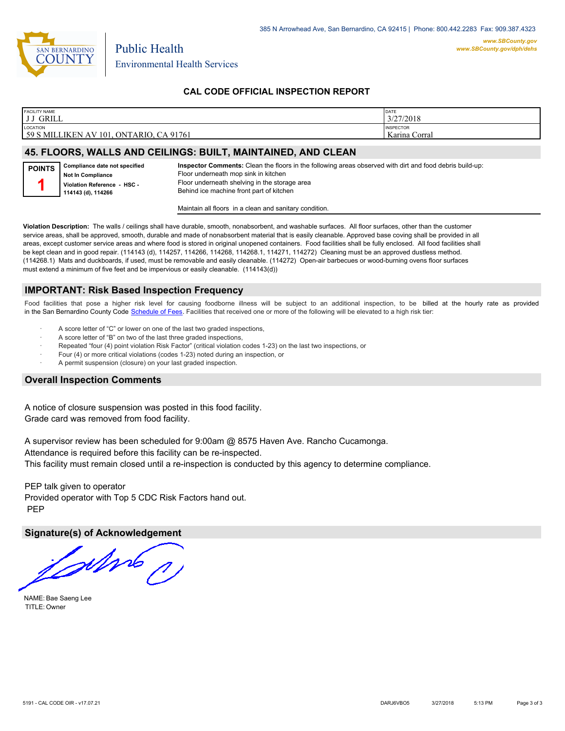385 N Arrowhead Ave, San Bernardino, CA 92415 | Phone: 800.442.2283 Fax: 909.387.4323

www.SBCounty.gov
www.SBCounty.gov/dph/dehs

SAN BERNARDINO COUNTY

Public Health
Environmental Health Services

## CAL CODE OFFICIAL INSPECTION REPORT

| | |
|---|---|
| FACILITY NAME<br>J J GRILL | DATE<br>3/27/2018 |
| LOCATION<br>59 S MILLIKEN AV 101, ONTARIO, CA 91761 | INSPECTOR<br>Karina Corral |

## 45. FLOORS, WALLS AND CEILINGS: BUILT, MAINTAINED, AND CLEAN

**POINTS**
**1**

**Compliance date not specified**
**Not In Compliance**
**Violation Reference - HSC - 114143 (d), 114266**

**Inspector Comments:** Clean the floors in the following areas observed with dirt and food debris build-up:
Floor underneath mop sink in kitchen
Floor underneath shelving in the storage area
Behind ice machine front part of kitchen

Maintain all floors in a clean and sanitary condition.

**Violation Description:** The walls / ceilings shall have durable, smooth, nonabsorbent, and washable surfaces. All floor surfaces, other than the customer service areas, shall be approved, smooth, durable and made of nonabsorbent material that is easily cleanable. Approved base coving shall be provided in all areas, except customer service areas and where food is stored in original unopened containers. Food facilities shall be fully enclosed. All food facilities shall be kept clean and in good repair. (114143 (d), 114257, 114266, 114268, 114268.1, 114271, 114272) Cleaning must be an approved dustless method. (114268.1) Mats and duckboards, if used, must be removable and easily cleanable. (114272) Open-air barbecues or wood-burning ovens floor surfaces must extend a minimum of five feet and be impervious or easily cleanable. (114143(d))

## IMPORTANT: Risk Based Inspection Frequency

Food facilities that pose a higher risk level for causing foodborne illness will be subject to an additional inspection, to be billed at the hourly rate as provided in the San Bernardino County Code Schedule of Fees. Facilities that received one or more of the following will be elevated to a high risk tier:

- A score letter of "C" or lower on one of the last two graded inspections,
- A score letter of "B" on two of the last three graded inspections,
- Repeated "four (4) point violation Risk Factor" (critical violation codes 1-23) on the last two inspections, or
- Four (4) or more critical violations (codes 1-23) noted during an inspection, or
- A permit suspension (closure) on your last graded inspection.

## Overall Inspection Comments

A notice of closure suspension was posted in this food facility.
Grade card was removed from food facility.

A supervisor review has been scheduled for 9:00am @ 8575 Haven Ave. Rancho Cucamonga.
Attendance is required before this facility can be re-inspected.
This facility must remain closed until a re-inspection is conducted by this agency to determine compliance.

PEP talk given to operator
Provided operator with Top 5 CDC Risk Factors hand out.
PEP

## Signature(s) of Acknowledgement

NAME: Bae Saeng Lee
TITLE: Owner

5191 - CAL CODE OIR - v17.07.21 DARJ6VBO5 3/27/2018 5:13 PM